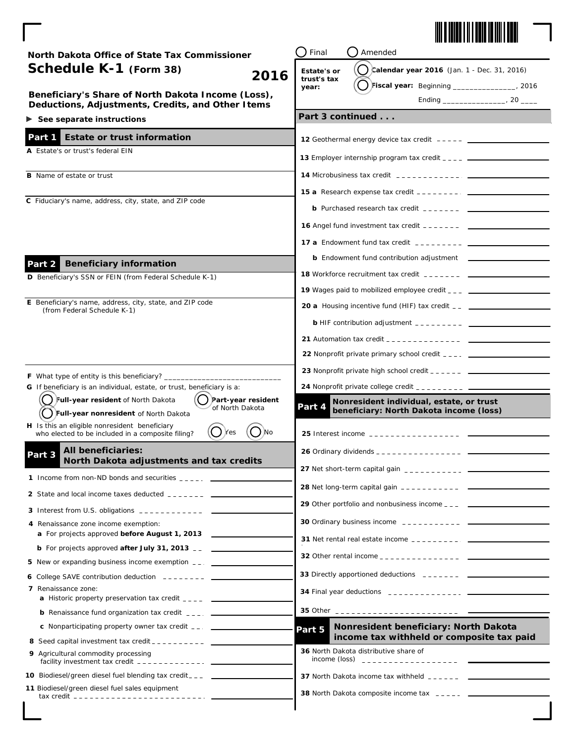○ Final ○ Amended

**North Dakota Office of State Tax Commissioner**

# Schedule K-1 (Form 38) 2016

**Beneficiary's Share of North Dakota Income (Loss), Deductions, Adjustments, Credits, and Other Items**

► **See separate instructions**

**Estate's or trust's tax year:** ○ **Calendar year 2016** (Jan. 1 - Dec. 31, 2016)
○ **Fiscal year:** Beginning _______________, 2016 Ending _______________, 20 ____

## Part 1 Estate or trust information

**A** Estate's or trust's federal EIN

**B** Name of estate or trust

**C** Fiduciary's name, address, city, state, and ZIP code

## Part 2 Beneficiary information

**D** Beneficiary's SSN or FEIN (from Federal Schedule K-1)

**E** Beneficiary's name, address, city, state, and ZIP code (from Federal Schedule K-1)

**F** What type of entity is this beneficiary? _____________________________

**G** If beneficiary is an individual, estate, or trust, beneficiary is a:
○ **Full-year resident** of North Dakota ○ **Part-year resident** of North Dakota ○ **Full-year nonresident** of North Dakota

**H** Is this an eligible nonresident beneficiary who elected to be included in a composite filing? ○ Yes ○ No

## Part 3 All beneficiaries: North Dakota adjustments and tax credits

**1** Income from non-ND bonds and securities _______________

**2** State and local income taxes deducted _______________

**3** Interest from U.S. obligations _______________

**4** Renaissance zone income exemption:
  **a** For projects approved **before August 1, 2013** _______________
  **b** For projects approved **after July 31, 2013** _______________

**5** New or expanding business income exemption _______________

**6** College SAVE contribution deduction _______________

**7** Renaissance zone:
  **a** Historic property preservation tax credit _______________
  **b** Renaissance fund organization tax credit _______________
  **c** Nonparticipating property owner tax credit _______________

**8** Seed capital investment tax credit _______________

**9** Agricultural commodity processing facility investment tax credit _______________

**10** Biodiesel/green diesel fuel blending tax credit _______________

**11** Biodiesel/green diesel fuel sales equipment tax credit _______________

### Part 3 continued . . .

**12** Geothermal energy device tax credit _______________

**13** Employer internship program tax credit _______________

**14** Microbusiness tax credit _______________

**15 a** Research expense tax credit _______________
  **b** Purchased research tax credit _______________

**16** Angel fund investment tax credit _______________

**17 a** Endowment fund tax credit _______________
  **b** Endowment fund contribution adjustment _______________

**18** Workforce recruitment tax credit _______________

**19** Wages paid to mobilized employee credit _______________

**20 a** Housing incentive fund (HIF) tax credit _______________
  **b** HIF contribution adjustment _______________

**21** Automation tax credit _______________

**22** Nonprofit private primary school credit _______________

**23** Nonprofit private high school credit _______________

**24** Nonprofit private college credit _______________

## Part 4 Nonresident individual, estate, or trust beneficiary: North Dakota income (loss)

**25** Interest income _______________

**26** Ordinary dividends _______________

**27** Net short-term capital gain _______________

**28** Net long-term capital gain _______________

**29** Other portfolio and nonbusiness income _______________

**30** Ordinary business income _______________

**31** Net rental real estate income _______________

**32** Other rental income _______________

**33** Directly apportioned deductions _______________

**34** Final year deductions _______________

**35** Other _______________

## Part 5 Nonresident beneficiary: North Dakota income tax withheld or composite tax paid

**36** North Dakota distributive share of income (loss) _______________

**37** North Dakota income tax withheld _______________

**38** North Dakota composite income tax _______________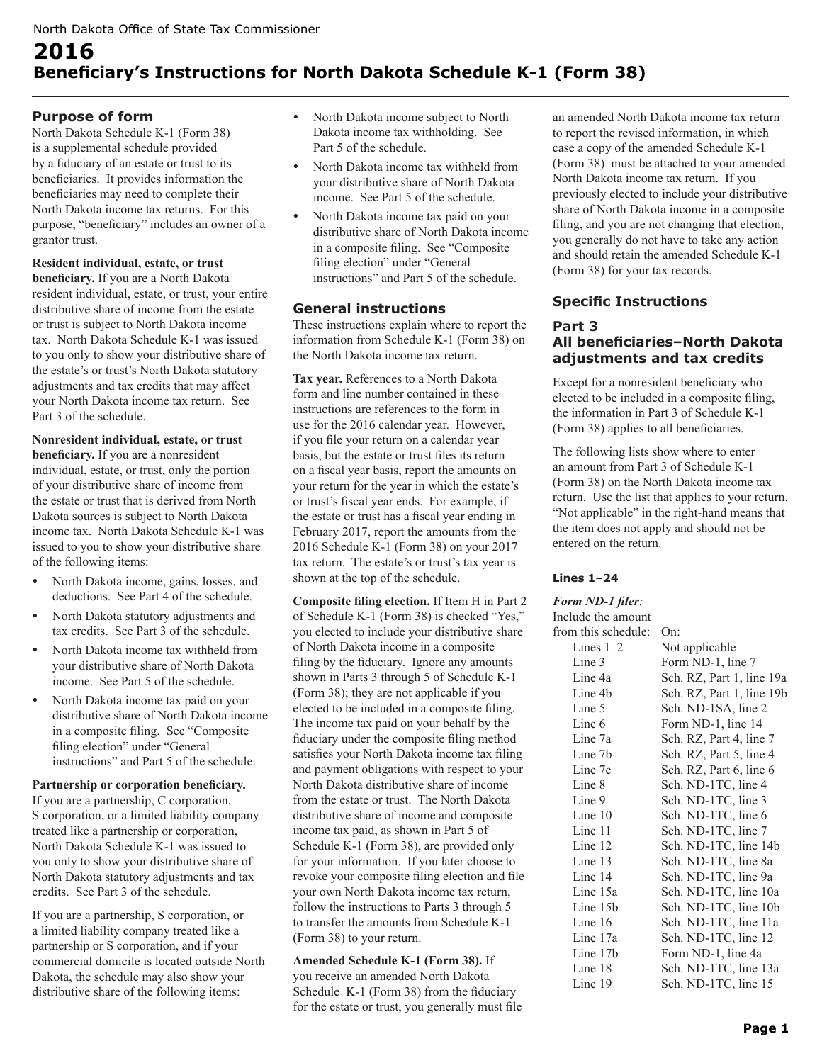North Dakota Office of State Tax Commissioner

# 2016 Beneficiary's Instructions for North Dakota Schedule K-1 (Form 38)

## Purpose of form

North Dakota Schedule K-1 (Form 38) is a supplemental schedule provided by a fiduciary of an estate or trust to its beneficiaries. It provides information the beneficiaries may need to complete their North Dakota income tax returns. For this purpose, "beneficiary" includes an owner of a grantor trust.

**Resident individual, estate, or trust beneficiary.** If you are a North Dakota resident individual, estate, or trust, your entire distributive share of income from the estate or trust is subject to North Dakota income tax. North Dakota Schedule K-1 was issued to you only to show your distributive share of the estate's or trust's North Dakota statutory adjustments and tax credits that may affect your North Dakota income tax return. See Part 3 of the schedule.

**Nonresident individual, estate, or trust beneficiary.** If you are a nonresident individual, estate, or trust, only the portion of your distributive share of income from the estate or trust that is derived from North Dakota sources is subject to North Dakota income tax. North Dakota Schedule K-1 was issued to you to show your distributive share of the following items:

- North Dakota income, gains, losses, and deductions. See Part 4 of the schedule.
- North Dakota statutory adjustments and tax credits. See Part 3 of the schedule.
- North Dakota income tax withheld from your distributive share of North Dakota income. See Part 5 of the schedule.
- North Dakota income tax paid on your distributive share of North Dakota income in a composite filing. See "Composite filing election" under "General instructions" and Part 5 of the schedule.

**Partnership or corporation beneficiary.** If you are a partnership, C corporation, S corporation, or a limited liability company treated like a partnership or corporation, North Dakota Schedule K-1 was issued to you only to show your distributive share of North Dakota statutory adjustments and tax credits. See Part 3 of the schedule.

If you are a partnership, S corporation, or a limited liability company treated like a partnership or S corporation, and if your commercial domicile is located outside North Dakota, the schedule may also show your distributive share of the following items:

- North Dakota income subject to North Dakota income tax withholding. See Part 5 of the schedule.
- North Dakota income tax withheld from your distributive share of North Dakota income. See Part 5 of the schedule.
- North Dakota income tax paid on your distributive share of North Dakota income in a composite filing. See "Composite filing election" under "General instructions" and Part 5 of the schedule.

## General instructions

These instructions explain where to report the information from Schedule K-1 (Form 38) on the North Dakota income tax return.

**Tax year.** References to a North Dakota form and line number contained in these instructions are references to the form in use for the 2016 calendar year. However, if you file your return on a calendar year basis, but the estate or trust files its return on a fiscal year basis, report the amounts on your return for the year in which the estate's or trust's fiscal year ends. For example, if the estate or trust has a fiscal year ending in February 2017, report the amounts from the 2016 Schedule K-1 (Form 38) on your 2017 tax return. The estate's or trust's tax year is shown at the top of the schedule.

**Composite filing election.** If Item H in Part 2 of Schedule K-1 (Form 38) is checked "Yes," you elected to include your distributive share of North Dakota income in a composite filing by the fiduciary. Ignore any amounts shown in Parts 3 through 5 of Schedule K-1 (Form 38); they are not applicable if you elected to be included in a composite filing. The income tax paid on your behalf by the fiduciary under the composite filing method satisfies your North Dakota income tax filing and payment obligations with respect to your North Dakota distributive share of income from the estate or trust. The North Dakota distributive share of income and composite income tax paid, as shown in Part 5 of Schedule K-1 (Form 38), are provided only for your information. If you later choose to revoke your composite filing election and file your own North Dakota income tax return, follow the instructions to Parts 3 through 5 to transfer the amounts from Schedule K-1 (Form 38) to your return.

**Amended Schedule K-1 (Form 38).** If you receive an amended North Dakota Schedule K-1 (Form 38) from the fiduciary for the estate or trust, you generally must file an amended North Dakota income tax return to report the revised information, in which case a copy of the amended Schedule K-1 (Form 38) must be attached to your amended North Dakota income tax return. If you previously elected to include your distributive share of North Dakota income in a composite filing, and you are not changing that election, you generally do not have to take any action and should retain the amended Schedule K-1 (Form 38) for your tax records.

## Specific Instructions

### Part 3
### All beneficiaries–North Dakota adjustments and tax credits

Except for a nonresident beneficiary who elected to be included in a composite filing, the information in Part 3 of Schedule K-1 (Form 38) applies to all beneficiaries.

The following lists show where to enter an amount from Part 3 of Schedule K-1 (Form 38) on the North Dakota income tax return. Use the list that applies to your return. "Not applicable" in the right-hand means that the item does not apply and should not be entered on the return.

#### Lines 1–24

*Form ND-1 filer:*

| Include the amount from this schedule: | On: |
|---|---|
| Lines 1–2 | Not applicable |
| Line 3 | Form ND-1, line 7 |
| Line 4a | Sch. RZ, Part 1, line 19a |
| Line 4b | Sch. RZ, Part 1, line 19b |
| Line 5 | Sch. ND-1SA, line 2 |
| Line 6 | Form ND-1, line 14 |
| Line 7a | Sch. RZ, Part 4, line 7 |
| Line 7b | Sch. RZ, Part 5, line 4 |
| Line 7c | Sch. RZ, Part 6, line 6 |
| Line 8 | Sch. ND-1TC, line 4 |
| Line 9 | Sch. ND-1TC, line 3 |
| Line 10 | Sch. ND-1TC, line 6 |
| Line 11 | Sch. ND-1TC, line 7 |
| Line 12 | Sch. ND-1TC, line 14b |
| Line 13 | Sch. ND-1TC, line 8a |
| Line 14 | Sch. ND-1TC, line 9a |
| Line 15a | Sch. ND-1TC, line 10a |
| Line 15b | Sch. ND-1TC, line 10b |
| Line 16 | Sch. ND-1TC, line 11a |
| Line 17a | Sch. ND-1TC, line 12 |
| Line 17b | Form ND-1, line 4a |
| Line 18 | Sch. ND-1TC, line 13a |
| Line 19 | Sch. ND-1TC, line 15 |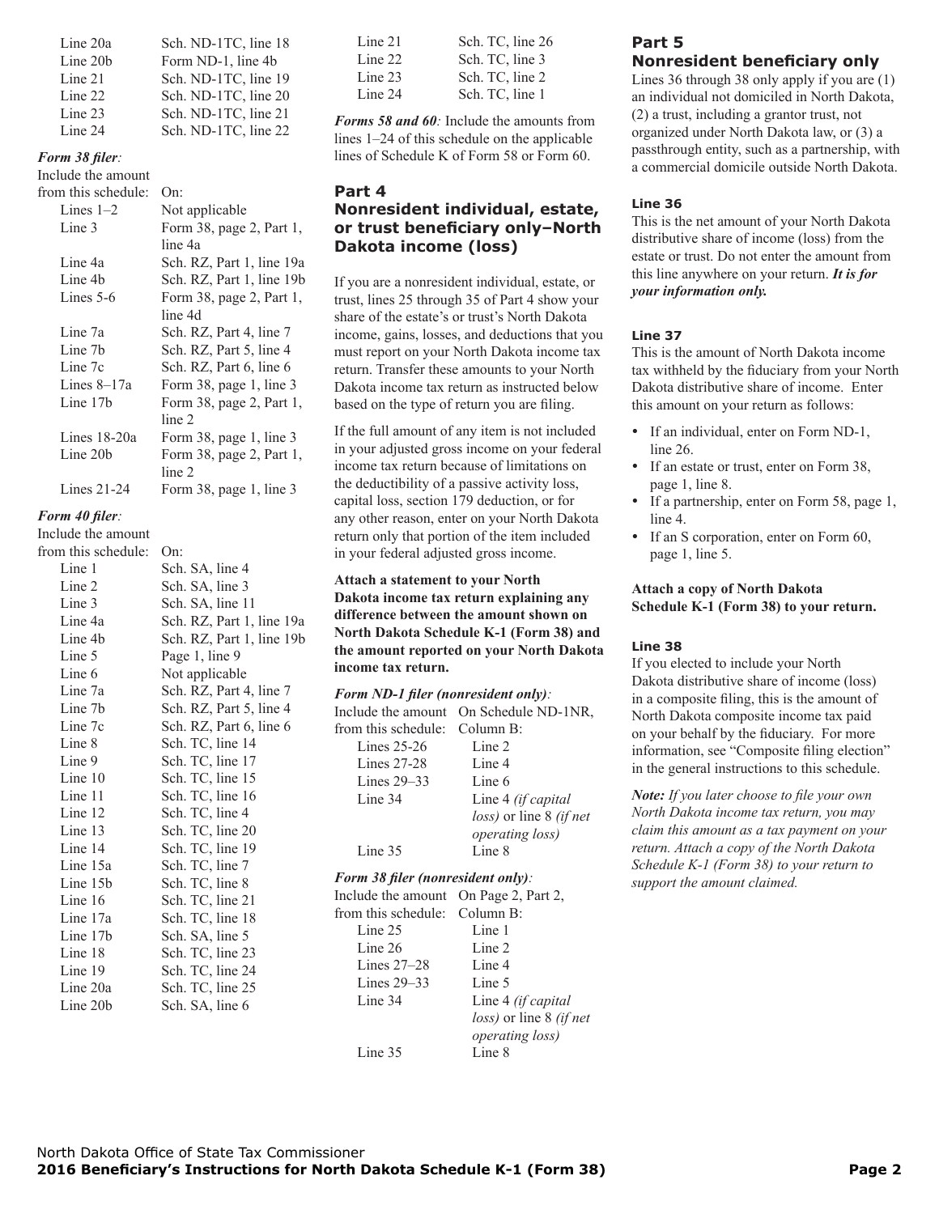| | |
|---|---|
| Line 20a | Sch. ND-1TC, line 18 |
| Line 20b | Form ND-1, line 4b |
| Line 21 | Sch. ND-1TC, line 19 |
| Line 22 | Sch. ND-1TC, line 20 |
| Line 23 | Sch. ND-1TC, line 21 |
| Line 24 | Sch. ND-1TC, line 22 |

*Form 38 filer:*

| Include the amount from this schedule: | On: |
|---|---|
| Lines 1–2 | Not applicable |
| Line 3 | Form 38, page 2, Part 1, line 4a |
| Line 4a | Sch. RZ, Part 1, line 19a |
| Line 4b | Sch. RZ, Part 1, line 19b |
| Lines 5-6 | Form 38, page 2, Part 1, line 4d |
| Line 7a | Sch. RZ, Part 4, line 7 |
| Line 7b | Sch. RZ, Part 5, line 4 |
| Line 7c | Sch. RZ, Part 6, line 6 |
| Lines 8–17a | Form 38, page 1, line 3 |
| Line 17b | Form 38, page 2, Part 1, line 2 |
| Lines 18-20a | Form 38, page 1, line 3 |
| Line 20b | Form 38, page 2, Part 1, line 2 |
| Lines 21-24 | Form 38, page 1, line 3 |

*Form 40 filer:*

| Include the amount from this schedule: | On: |
|---|---|
| Line 1 | Sch. SA, line 4 |
| Line 2 | Sch. SA, line 3 |
| Line 3 | Sch. SA, line 11 |
| Line 4a | Sch. RZ, Part 1, line 19a |
| Line 4b | Sch. RZ, Part 1, line 19b |
| Line 5 | Page 1, line 9 |
| Line 6 | Not applicable |
| Line 7a | Sch. RZ, Part 4, line 7 |
| Line 7b | Sch. RZ, Part 5, line 4 |
| Line 7c | Sch. RZ, Part 6, line 6 |
| Line 8 | Sch. TC, line 14 |
| Line 9 | Sch. TC, line 17 |
| Line 10 | Sch. TC, line 15 |
| Line 11 | Sch. TC, line 16 |
| Line 12 | Sch. TC, line 4 |
| Line 13 | Sch. TC, line 20 |
| Line 14 | Sch. TC, line 19 |
| Line 15a | Sch. TC, line 7 |
| Line 15b | Sch. TC, line 8 |
| Line 16 | Sch. TC, line 21 |
| Line 17a | Sch. TC, line 18 |
| Line 17b | Sch. SA, line 5 |
| Line 18 | Sch. TC, line 23 |
| Line 19 | Sch. TC, line 24 |
| Line 20a | Sch. TC, line 25 |
| Line 20b | Sch. SA, line 6 |
| Line 21 | Sch. TC, line 26 |
| Line 22 | Sch. TC, line 3 |
| Line 23 | Sch. TC, line 2 |
| Line 24 | Sch. TC, line 1 |

***Forms 58 and 60****:* Include the amounts from lines 1–24 of this schedule on the applicable lines of Schedule K of Form 58 or Form 60.

## Part 4
## Nonresident individual, estate, or trust beneficiary only–North Dakota income (loss)

If you are a nonresident individual, estate, or trust, lines 25 through 35 of Part 4 show your share of the estate's or trust's North Dakota income, gains, losses, and deductions that you must report on your North Dakota income tax return. Transfer these amounts to your North Dakota income tax return as instructed below based on the type of return you are filing.

If the full amount of any item is not included in your adjusted gross income on your federal income tax return because of limitations on the deductibility of a passive activity loss, capital loss, section 179 deduction, or for any other reason, enter on your North Dakota return only that portion of the item included in your federal adjusted gross income.

**Attach a statement to your North Dakota income tax return explaining any difference between the amount shown on North Dakota Schedule K-1 (Form 38) and the amount reported on your North Dakota income tax return.**

*Form ND-1 filer (nonresident only):*

| Include the amount from this schedule: | On Schedule ND-1NR, Line: |
|---|---|
| Lines 25-26 | Line 2 |
| Lines 27-28 | Line 4 |
| Lines 29–33 | Line 6 |
| Line 34 | Line 4 *(if capital loss)* or line 8 *(if net operating loss)* |
| Line 35 | Line 8 |

*Form 38 filer (nonresident only):*

| Include the amount from this schedule: | On Page 2, Part 2, Column B: |
|---|---|
| Line 25 | Line 1 |
| Line 26 | Line 2 |
| Lines 27–28 | Line 4 |
| Lines 29–33 | Line 5 |
| Line 34 | Line 4 *(if capital loss)* or line 8 *(if net operating loss)* |
| Line 35 | Line 8 |

## Part 5
## Nonresident beneficiary only

Lines 36 through 38 only apply if you are (1) an individual not domiciled in North Dakota, (2) a trust, including a grantor trust, not organized under North Dakota law, or (3) a passthrough entity, such as a partnership, with a commercial domicile outside North Dakota.

### Line 36

This is the net amount of your North Dakota distributive share of income (loss) from the estate or trust. Do not enter the amount from this line anywhere on your return. ***It is for your information only.***

### Line 37

This is the amount of North Dakota income tax withheld by the fiduciary from your North Dakota distributive share of income. Enter this amount on your return as follows:

- If an individual, enter on Form ND-1, line 26.
- If an estate or trust, enter on Form 38, page 1, line 8.
- If a partnership, enter on Form 58, page 1, line 4.
- If an S corporation, enter on Form 60, page 1, line 5.

**Attach a copy of North Dakota Schedule K-1 (Form 38) to your return.**

### Line 38

If you elected to include your North Dakota distributive share of income (loss) in a composite filing, this is the amount of North Dakota composite income tax paid on your behalf by the fiduciary. For more information, see "Composite filing election" in the general instructions to this schedule.

***Note:*** *If you later choose to file your own North Dakota income tax return, you may claim this amount as a tax payment on your return. Attach a copy of the North Dakota Schedule K-1 (Form 38) to your return to support the amount claimed.*